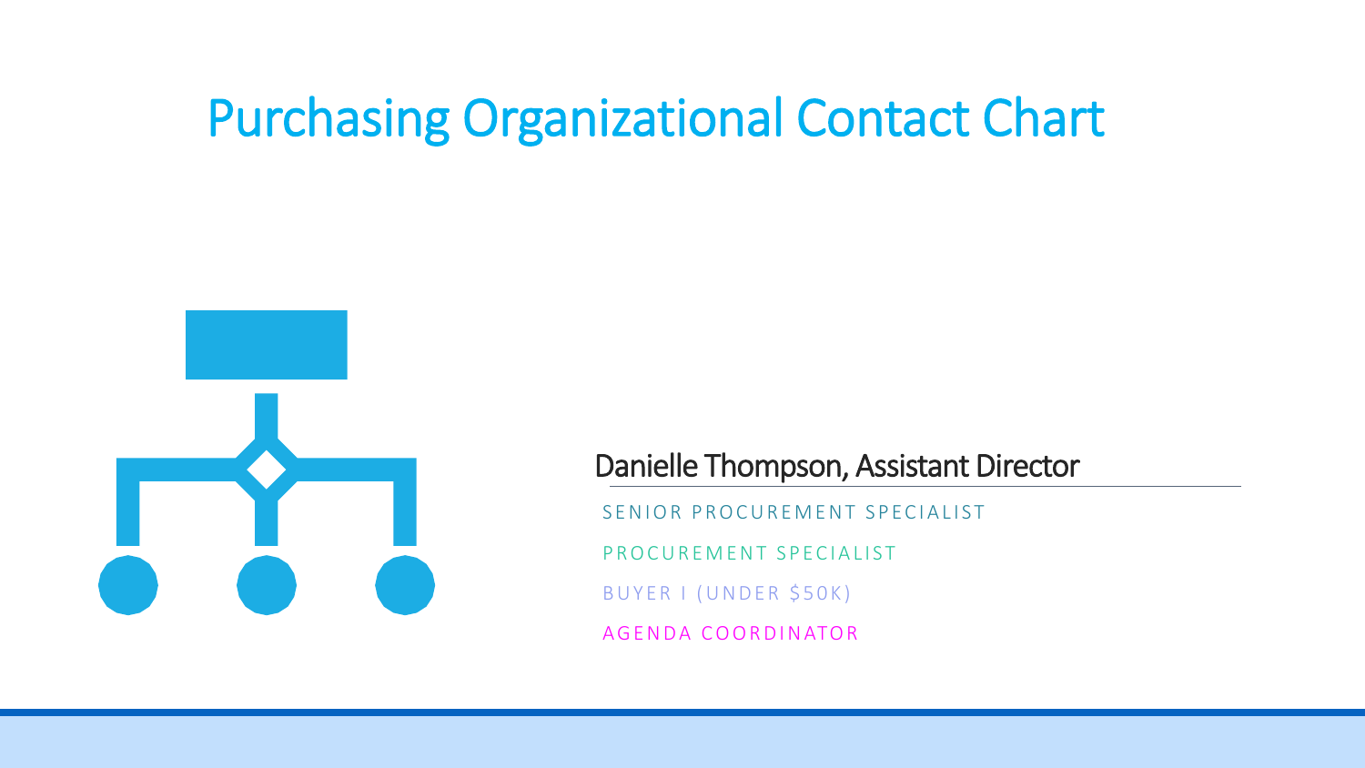# Purchasing Organizational Contact Chart

## Danielle Thompson, Assistant Director

SENIOR PROCUREMENT SPECIALIST

PROCUREMENT SPECIALIST

BUYER I (UNDER $50K)

AGENDA COORDINATOR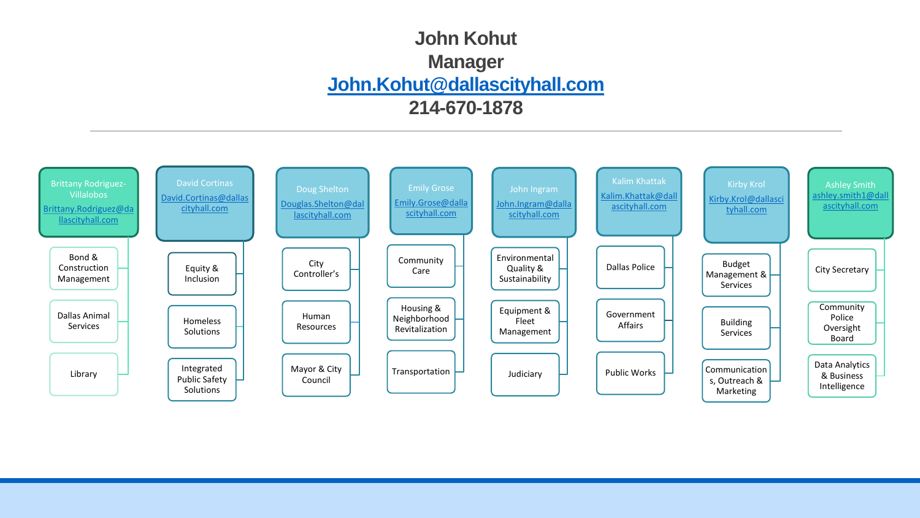# John Kohut
## Manager
## John.Kohut@dallascityhall.com
## 214-670-1878

---

### Brittany Rodriguez-Villalobos
Brittany.Rodriguez@dallascityhall.com

- Bond & Construction Management
- Dallas Animal Services
- Library

### David Cortinas
David.Cortinas@dallascityhall.com

- Equity & Inclusion
- Homeless Solutions
- Integrated Public Safety Solutions

### Doug Shelton
Douglas.Shelton@dallascityhall.com

- City Controller's
- Human Resources
- Mayor & City Council

### Emily Grose
Emily.Grose@dallascityhall.com

- Community Care
- Housing & Neighborhood Revitalization
- Transportation

### John Ingram
John.Ingram@dallascityhall.com

- Environmental Quality & Sustainability
- Equipment & Fleet Management
- Judiciary

### Kalim Khattak
Kalim.Khattak@dallascityhall.com

- Dallas Police
- Government Affairs
- Public Works

### Kirby Krol
Kirby.Krol@dallascityhall.com

- Budget Management & Services
- Building Services
- Communications, Outreach & Marketing

### Ashley Smith
ashley.smith1@dallascityhall.com

- City Secretary
- Community Police Oversight Board
- Data Analytics & Business Intelligence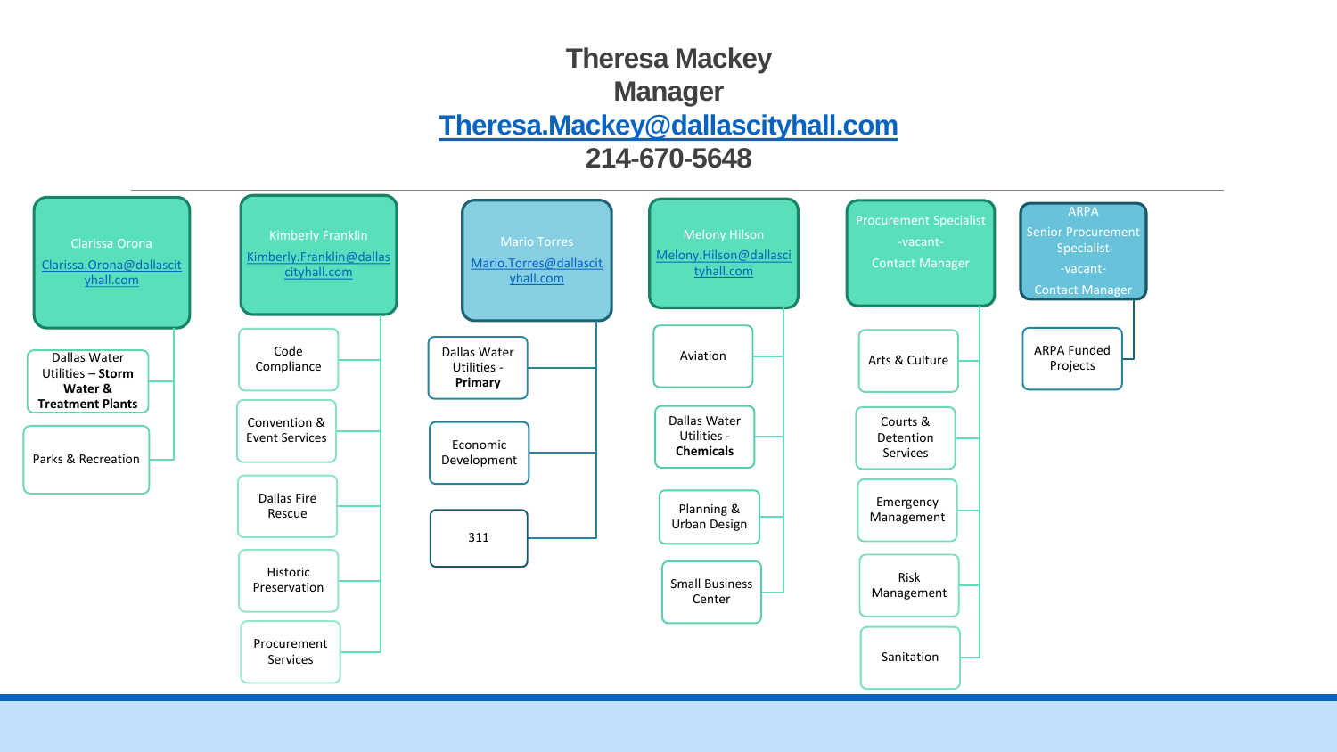# Theresa Mackey
## Manager
**Theresa.Mackey@dallascityhall.com**
**214-670-5648**

---

### Clarissa Orona
Clarissa.Orona@dallascityhall.com

- Dallas Water Utilities – **Storm Water & Treatment Plants**
- Parks & Recreation

### Kimberly Franklin
Kimberly.Franklin@dallascityhall.com

- Code Compliance
- Convention & Event Services
- Dallas Fire Rescue
- Historic Preservation
- Procurement Services

### Mario Torres
Mario.Torres@dallascityhall.com

- Dallas Water Utilities - **Primary**
- Economic Development
- 311

### Melony Hilson
Melony.Hilson@dallascityhall.com

- Aviation
- Dallas Water Utilities - **Chemicals**
- Planning & Urban Design
- Small Business Center

### Procurement Specialist
-vacant-
Contact Manager

- Arts & Culture
- Courts & Detention Services
- Emergency Management
- Risk Management
- Sanitation

### ARPA Senior Procurement Specialist
-vacant-
Contact Manager

- ARPA Funded Projects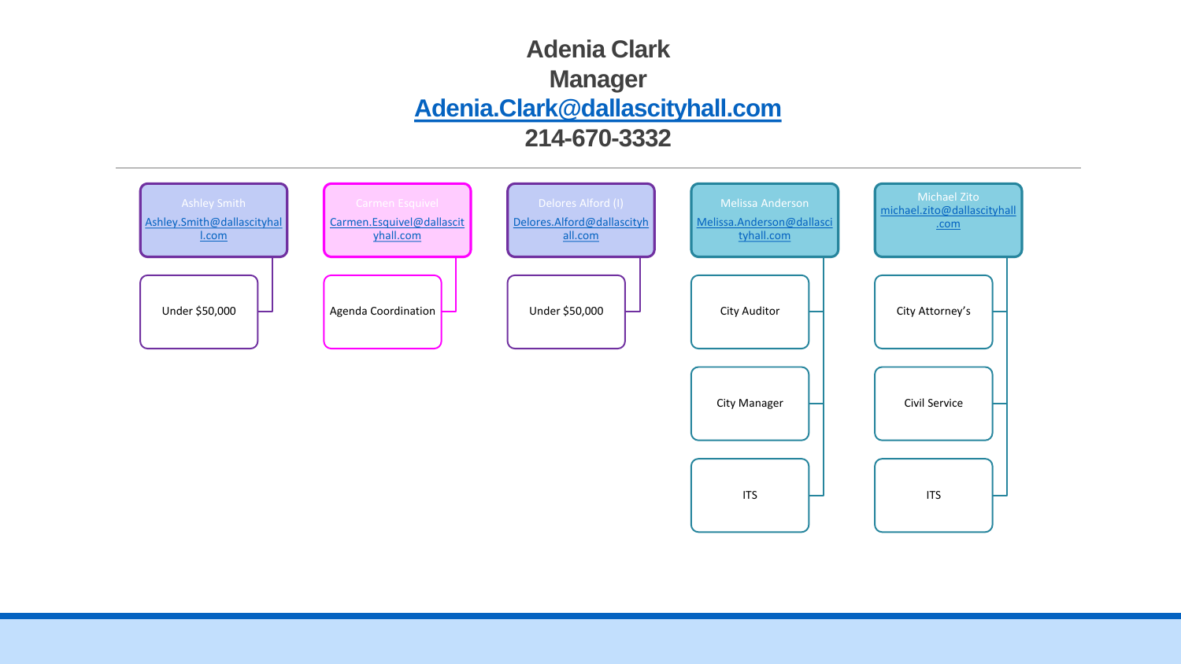# Adenia Clark

## Manager

## Adenia.Clark@dallascityhall.com

## 214-670-3332

---

**Ashley Smith**
Ashley.Smith@dallascityhall.com

- Under $50,000

**Carmen Esquivel**
Carmen.Esquivel@dallascityhall.com

- Agenda Coordination

**Delores Alford (I)**
Delores.Alford@dallascityhall.com

- Under $50,000

**Melissa Anderson**
Melissa.Anderson@dallascityhall.com

- City Auditor
- City Manager
- ITS

**Michael Zito**
michael.zito@dallascityhall.com

- City Attorney’s
- Civil Service
- ITS